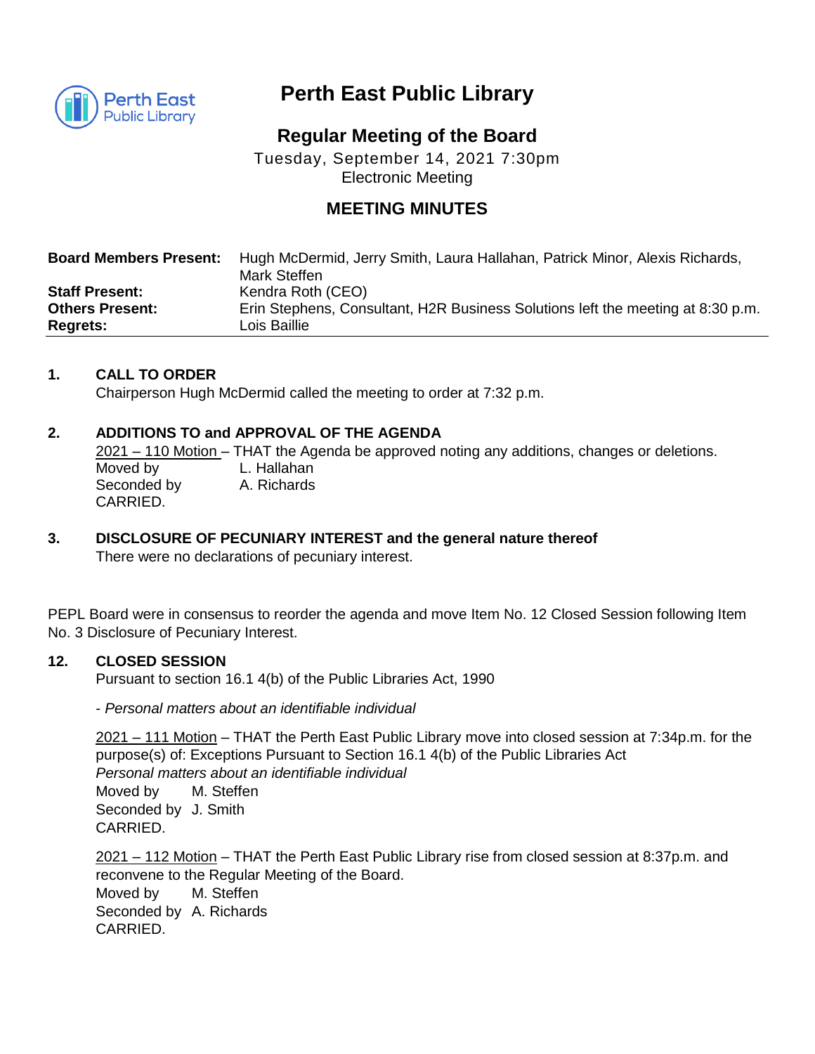# Perth East Public Library

## Regular Meeting of the Board

Tuesday, September 14, 2021 7:30pm
Electronic Meeting

## MEETING MINUTES

| | |
|---|---|
| **Board Members Present:** | Hugh McDermid, Jerry Smith, Laura Hallahan, Patrick Minor, Alexis Richards, Mark Steffen |
| **Staff Present:** | Kendra Roth (CEO) |
| **Others Present:** | Erin Stephens, Consultant, H2R Business Solutions left the meeting at 8:30 p.m. |
| **Regrets:** | Lois Baillie |

### 1. CALL TO ORDER

Chairperson Hugh McDermid called the meeting to order at 7:32 p.m.

### 2. ADDITIONS TO and APPROVAL OF THE AGENDA

2021 – 110 Motion – THAT the Agenda be approved noting any additions, changes or deletions.
Moved by L. Hallahan
Seconded by A. Richards
CARRIED.

### 3. DISCLOSURE OF PECUNIARY INTEREST and the general nature thereof

There were no declarations of pecuniary interest.

PEPL Board were in consensus to reorder the agenda and move Item No. 12 Closed Session following Item No. 3 Disclosure of Pecuniary Interest.

### 12. CLOSED SESSION

Pursuant to section 16.1 4(b) of the Public Libraries Act, 1990

- *Personal matters about an identifiable individual*

2021 – 111 Motion – THAT the Perth East Public Library move into closed session at 7:34p.m. for the purpose(s) of: Exceptions Pursuant to Section 16.1 4(b) of the Public Libraries Act
*Personal matters about an identifiable individual*
Moved by M. Steffen
Seconded by J. Smith
CARRIED.

2021 – 112 Motion – THAT the Perth East Public Library rise from closed session at 8:37p.m. and reconvene to the Regular Meeting of the Board.
Moved by M. Steffen
Seconded by A. Richards
CARRIED.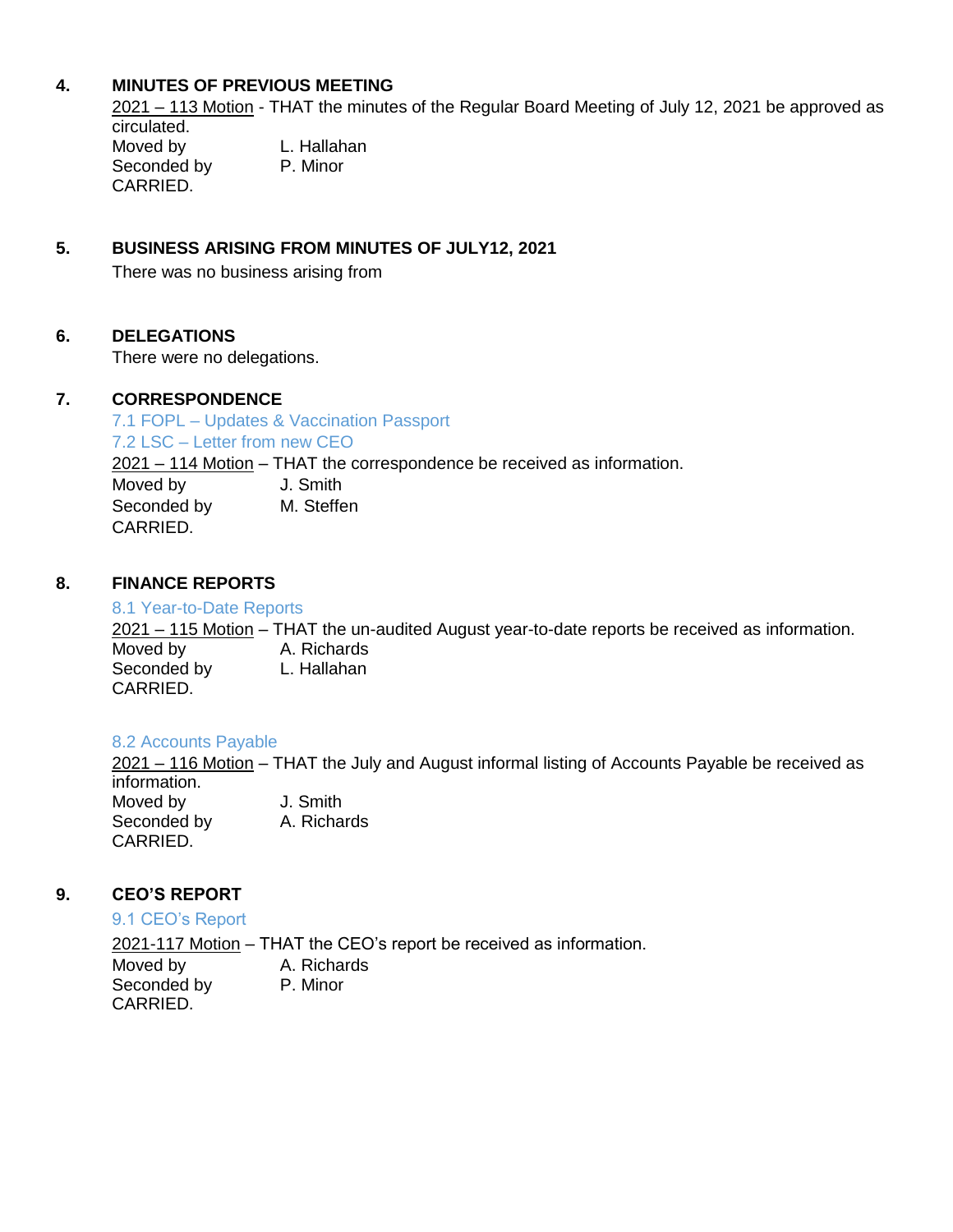## 4. MINUTES OF PREVIOUS MEETING

2021 – 113 Motion - THAT the minutes of the Regular Board Meeting of July 12, 2021 be approved as circulated.

Moved by L. Hallahan
Seconded by P. Minor
CARRIED.

## 5. BUSINESS ARISING FROM MINUTES OF JULY12, 2021

There was no business arising from

## 6. DELEGATIONS

There were no delegations.

## 7. CORRESPONDENCE

7.1 FOPL – Updates & Vaccination Passport
7.2 LSC – Letter from new CEO

2021 – 114 Motion – THAT the correspondence be received as information.

Moved by J. Smith
Seconded by M. Steffen
CARRIED.

## 8. FINANCE REPORTS

8.1 Year-to-Date Reports

2021 – 115 Motion – THAT the un-audited August year-to-date reports be received as information.

Moved by A. Richards
Seconded by L. Hallahan
CARRIED.

8.2 Accounts Payable

2021 – 116 Motion – THAT the July and August informal listing of Accounts Payable be received as information.

Moved by J. Smith
Seconded by A. Richards
CARRIED.

## 9. CEO'S REPORT

9.1 CEO's Report

2021-117 Motion – THAT the CEO's report be received as information.

Moved by A. Richards
Seconded by P. Minor
CARRIED.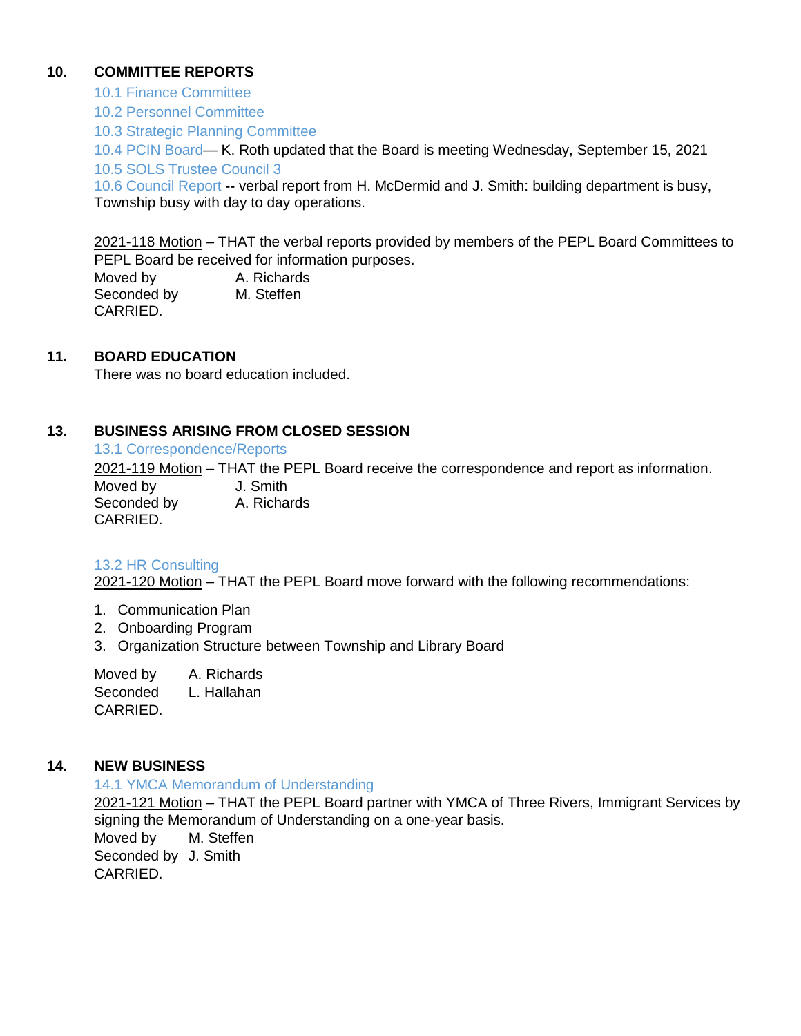## 10. COMMITTEE REPORTS

10.1 Finance Committee

10.2 Personnel Committee

10.3 Strategic Planning Committee

10.4 PCIN Board— K. Roth updated that the Board is meeting Wednesday, September 15, 2021

10.5 SOLS Trustee Council 3

10.6 Council Report **--** verbal report from H. McDermid and J. Smith: building department is busy, Township busy with day to day operations.

2021-118 Motion – THAT the verbal reports provided by members of the PEPL Board Committees to PEPL Board be received for information purposes.

Moved by A. Richards
Seconded by M. Steffen
CARRIED.

## 11. BOARD EDUCATION

There was no board education included.

## 13. BUSINESS ARISING FROM CLOSED SESSION

13.1 Correspondence/Reports

2021-119 Motion – THAT the PEPL Board receive the correspondence and report as information.

Moved by J. Smith
Seconded by A. Richards
CARRIED.

13.2 HR Consulting

2021-120 Motion – THAT the PEPL Board move forward with the following recommendations:

1. Communication Plan
2. Onboarding Program
3. Organization Structure between Township and Library Board

Moved by A. Richards
Seconded L. Hallahan
CARRIED.

## 14. NEW BUSINESS

14.1 YMCA Memorandum of Understanding

2021-121 Motion – THAT the PEPL Board partner with YMCA of Three Rivers, Immigrant Services by signing the Memorandum of Understanding on a one-year basis.

Moved by M. Steffen
Seconded by J. Smith
CARRIED.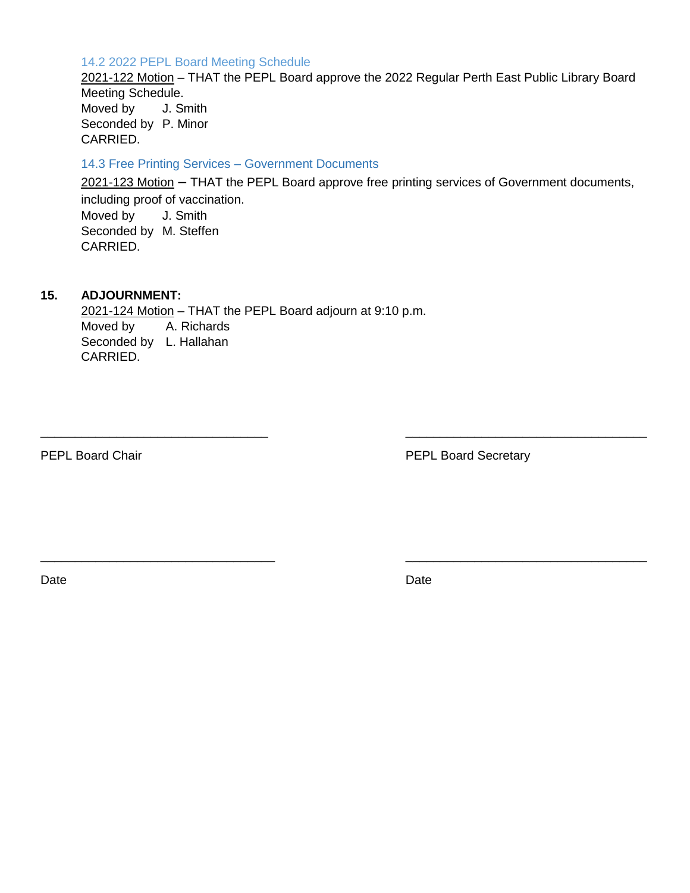### 14.2 2022 PEPL Board Meeting Schedule

2021-122 Motion – THAT the PEPL Board approve the 2022 Regular Perth East Public Library Board Meeting Schedule.
Moved by J. Smith
Seconded by P. Minor
CARRIED.

### 14.3 Free Printing Services – Government Documents

2021-123 Motion – THAT the PEPL Board approve free printing services of Government documents, including proof of vaccination.
Moved by J. Smith
Seconded by M. Steffen
CARRIED.

## 15. ADJOURNMENT:

2021-124 Motion – THAT the PEPL Board adjourn at 9:10 p.m.
Moved by A. Richards
Seconded by L. Hallahan
CARRIED.

\_\_\_\_\_\_\_\_\_\_\_\_\_\_\_\_\_\_\_\_\_\_\_\_\_\_\_\_\_\_\_\_\_\_ \_\_\_\_\_\_\_\_\_\_\_\_\_\_\_\_\_\_\_\_\_\_\_\_\_\_\_\_\_\_\_\_\_\_\_\_

PEPL Board Chair PEPL Board Secretary

\_\_\_\_\_\_\_\_\_\_\_\_\_\_\_\_\_\_\_\_\_\_\_\_\_\_\_\_\_\_\_\_\_\_ \_\_\_\_\_\_\_\_\_\_\_\_\_\_\_\_\_\_\_\_\_\_\_\_\_\_\_\_\_\_\_\_\_\_\_\_

Date Date